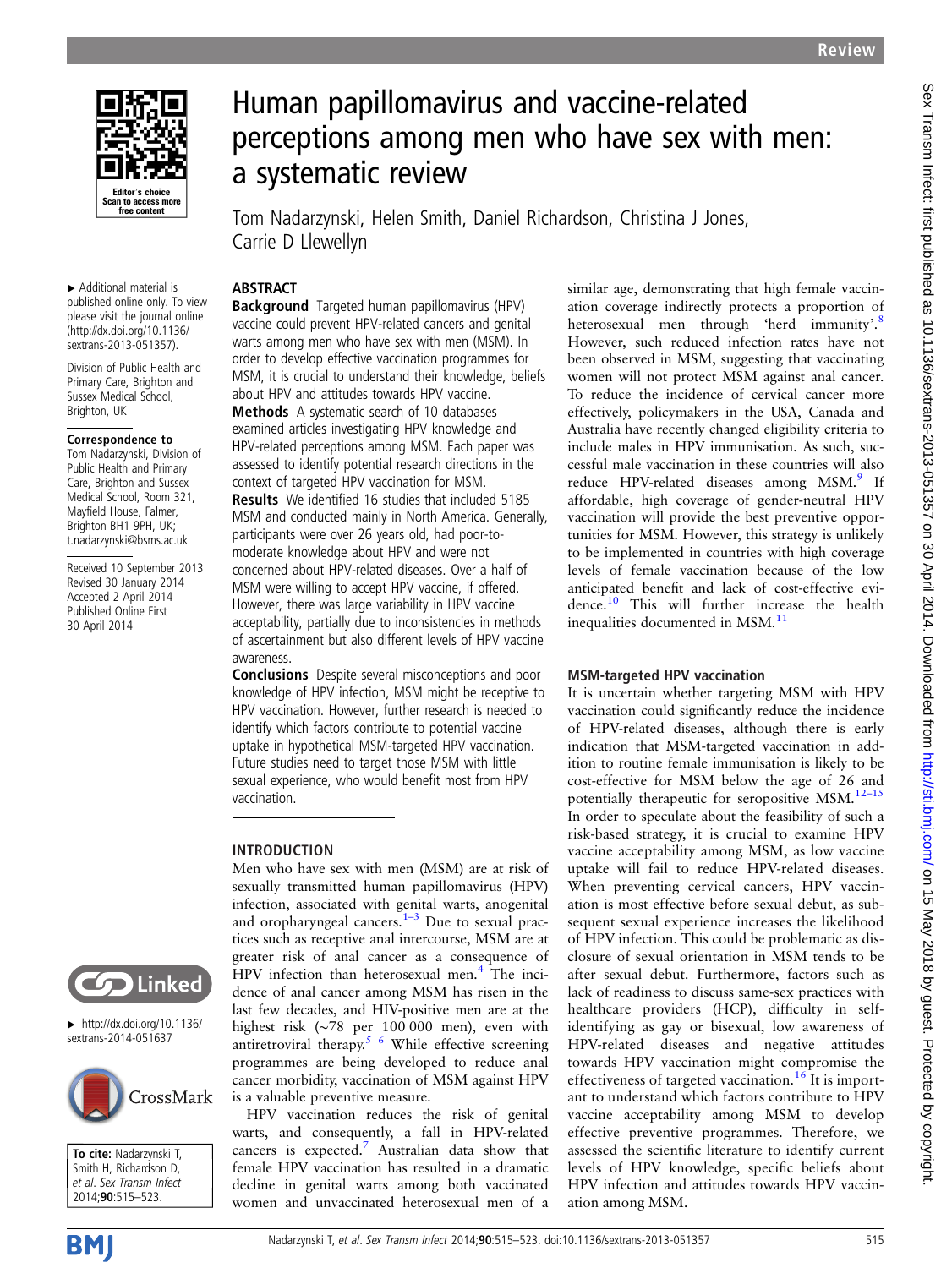# Human papillomavirus and vaccine-related perceptions among men who have sex with men: a systematic review

Tom Nadarzynski, Helen Smith, Daniel Richardson, Christina J Jones, Carrie D Llewellyn

▸ Additional material is published online only. To view please visit the journal online (http://dx.doi.org/10.1136/sextrans-2013-051357).

Division of Public Health and Primary Care, Brighton and Sussex Medical School, Brighton, UK

**Correspondence to**
Tom Nadarzynski, Division of Public Health and Primary Care, Brighton and Sussex Medical School, Room 321, Mayfield House, Falmer, Brighton BH1 9PH, UK; t.nadarzynski@bsms.ac.uk

Received 10 September 2013
Revised 30 January 2014
Accepted 2 April 2014
Published Online First 30 April 2014

▸ http://dx.doi.org/10.1136/sextrans-2014-051637

**To cite:** Nadarzynski T, Smith H, Richardson D, et al. Sex Transm Infect 2014;90:515–523.

## ABSTRACT

**Background** Targeted human papillomavirus (HPV) vaccine could prevent HPV-related cancers and genital warts among men who have sex with men (MSM). In order to develop effective vaccination programmes for MSM, it is crucial to understand their knowledge, beliefs about HPV and attitudes towards HPV vaccine.

**Methods** A systematic search of 10 databases examined articles investigating HPV knowledge and HPV-related perceptions among MSM. Each paper was assessed to identify potential research directions in the context of targeted HPV vaccination for MSM.

**Results** We identified 16 studies that included 5185 MSM and conducted mainly in North America. Generally, participants were over 26 years old, had poor-to-moderate knowledge about HPV and were not concerned about HPV-related diseases. Over a half of MSM were willing to accept HPV vaccine, if offered. However, there was large variability in HPV vaccine acceptability, partially due to inconsistencies in methods of ascertainment but also different levels of HPV vaccine awareness.

**Conclusions** Despite several misconceptions and poor knowledge of HPV infection, MSM might be receptive to HPV vaccination. However, further research is needed to identify which factors contribute to potential vaccine uptake in hypothetical MSM-targeted HPV vaccination. Future studies need to target those MSM with little sexual experience, who would benefit most from HPV vaccination.

## INTRODUCTION

Men who have sex with men (MSM) are at risk of sexually transmitted human papillomavirus (HPV) infection, associated with genital warts, anogenital and oropharyngeal cancers.[1–3] Due to sexual practices such as receptive anal intercourse, MSM are at greater risk of anal cancer as a consequence of HPV infection than heterosexual men.[4] The incidence of anal cancer among MSM has risen in the last few decades, and HIV-positive men are at the highest risk (~78 per 100 000 men), even with antiretroviral therapy.[5 6] While effective screening programmes are being developed to reduce anal cancer morbidity, vaccination of MSM against HPV is a valuable preventive measure.

HPV vaccination reduces the risk of genital warts, and consequently, a fall in HPV-related cancers is expected.[7] Australian data show that female HPV vaccination has resulted in a dramatic decline in genital warts among both vaccinated women and unvaccinated heterosexual men of a similar age, demonstrating that high female vaccination coverage indirectly protects a proportion of heterosexual men through 'herd immunity'.[8] However, such reduced infection rates have not been observed in MSM, suggesting that vaccinating women will not protect MSM against anal cancer. To reduce the incidence of cervical cancer more effectively, policymakers in the USA, Canada and Australia have recently changed eligibility criteria to include males in HPV immunisation. As such, successful male vaccination in these countries will also reduce HPV-related diseases among MSM.[9] If affordable, high coverage of gender-neutral HPV vaccination will provide the best preventive opportunities for MSM. However, this strategy is unlikely to be implemented in countries with high coverage levels of female vaccination because of the low anticipated benefit and lack of cost-effective evidence.[10] This will further increase the health inequalities documented in MSM.[11]

### MSM-targeted HPV vaccination

It is uncertain whether targeting MSM with HPV vaccination could significantly reduce the incidence of HPV-related diseases, although there is early indication that MSM-targeted vaccination in addition to routine female immunisation is likely to be cost-effective for MSM below the age of 26 and potentially therapeutic for seropositive MSM.[12–15] In order to speculate about the feasibility of such a risk-based strategy, it is crucial to examine HPV vaccine acceptability among MSM, as low vaccine uptake will fail to reduce HPV-related diseases. When preventing cervical cancers, HPV vaccination is most effective before sexual debut, as subsequent sexual experience increases the likelihood of HPV infection. This could be problematic as disclosure of sexual orientation in MSM tends to be after sexual debut. Furthermore, factors such as lack of readiness to discuss same-sex practices with healthcare providers (HCP), difficulty in self-identifying as gay or bisexual, low awareness of HPV-related diseases and negative attitudes towards HPV vaccination might compromise the effectiveness of targeted vaccination.[16] It is important to understand which factors contribute to HPV vaccine acceptability among MSM to develop effective preventive programmes. Therefore, we assessed the scientific literature to identify current levels of HPV knowledge, specific beliefs about HPV infection and attitudes towards HPV vaccination among MSM.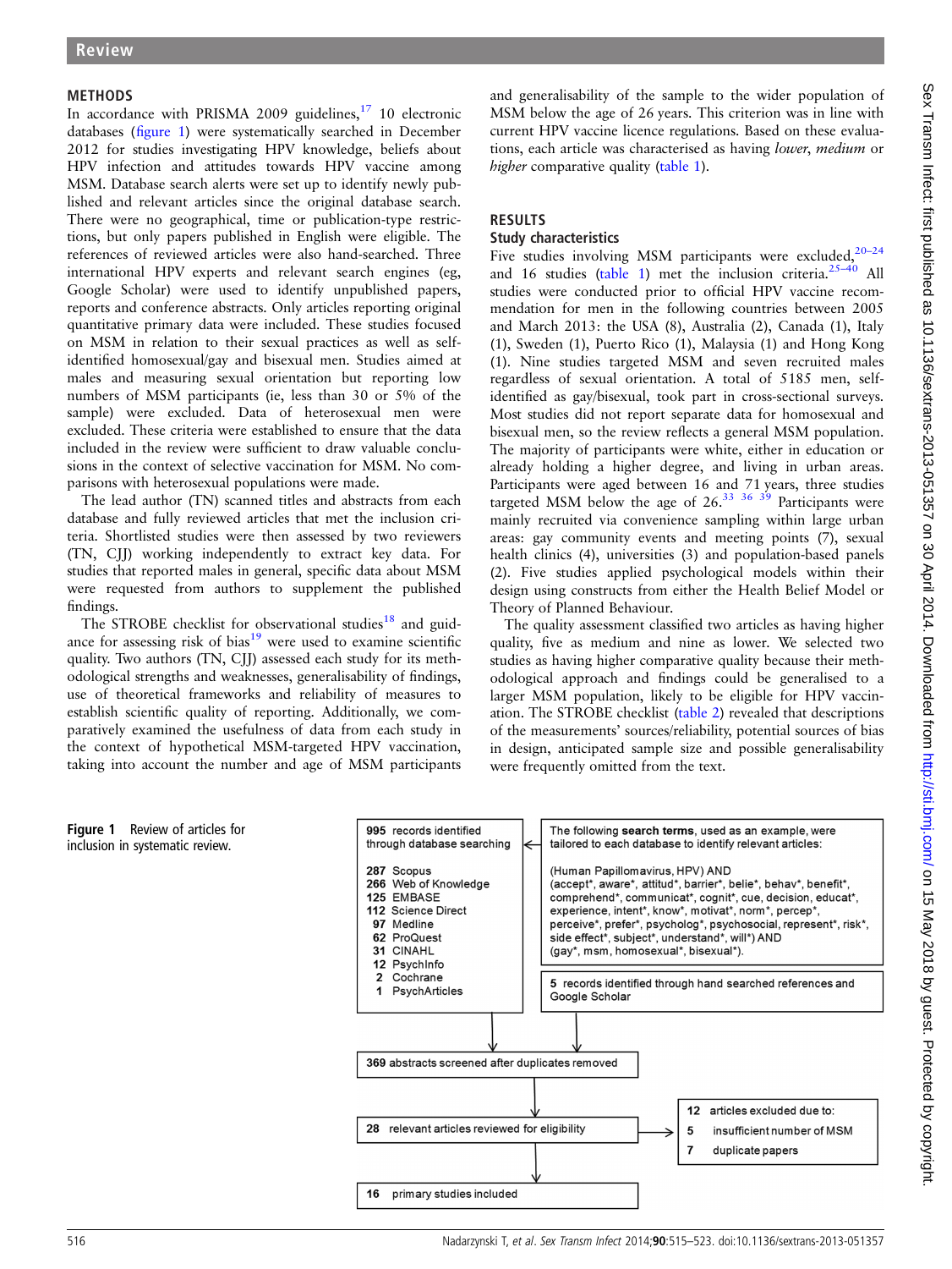## METHODS

In accordance with PRISMA 2009 guidelines,[17] 10 electronic databases (figure 1) were systematically searched in December 2012 for studies investigating HPV knowledge, beliefs about HPV infection and attitudes towards HPV vaccine among MSM. Database search alerts were set up to identify newly published and relevant articles since the original database search. There were no geographical, time or publication-type restrictions, but only papers published in English were eligible. The references of reviewed articles were also hand-searched. Three international HPV experts and relevant search engines (eg, Google Scholar) were used to identify unpublished papers, reports and conference abstracts. Only articles reporting original quantitative primary data were included. These studies focused on MSM in relation to their sexual practices as well as self-identified homosexual/gay and bisexual men. Studies aimed at males and measuring sexual orientation but reporting low numbers of MSM participants (ie, less than 30 or 5% of the sample) were excluded. Data of heterosexual men were excluded. These criteria were established to ensure that the data included in the review were sufficient to draw valuable conclusions in the context of selective vaccination for MSM. No comparisons with heterosexual populations were made.

The lead author (TN) scanned titles and abstracts from each database and fully reviewed articles that met the inclusion criteria. Shortlisted studies were then assessed by two reviewers (TN, CJJ) working independently to extract key data. For studies that reported males in general, specific data about MSM were requested from authors to supplement the published findings.

The STROBE checklist for observational studies[18] and guidance for assessing risk of bias[19] were used to examine scientific quality. Two authors (TN, CJJ) assessed each study for its methodological strengths and weaknesses, generalisability of findings, use of theoretical frameworks and reliability of measures to establish scientific quality of reporting. Additionally, we comparatively examined the usefulness of data from each study in the context of hypothetical MSM-targeted HPV vaccination, taking into account the number and age of MSM participants and generalisability of the sample to the wider population of MSM below the age of 26 years. This criterion was in line with current HPV vaccine licence regulations. Based on these evaluations, each article was characterised as having *lower*, *medium* or *higher* comparative quality (table 1).

## RESULTS

### Study characteristics

Five studies involving MSM participants were excluded,[20–24] and 16 studies (table 1) met the inclusion criteria.[25–40] All studies were conducted prior to official HPV vaccine recommendation for men in the following countries between 2005 and March 2013: the USA (8), Australia (2), Canada (1), Italy (1), Sweden (1), Puerto Rico (1), Malaysia (1) and Hong Kong (1). Nine studies targeted MSM and seven recruited males regardless of sexual orientation. A total of 5185 men, self-identified as gay/bisexual, took part in cross-sectional surveys. Most studies did not report separate data for homosexual and bisexual men, so the review reflects a general MSM population. The majority of participants were white, either in education or already holding a higher degree, and living in urban areas. Participants were aged between 16 and 71 years, three studies targeted MSM below the age of 26.[33 36 39] Participants were mainly recruited via convenience sampling within large urban areas: gay community events and meeting points (7), sexual health clinics (4), universities (3) and population-based panels (2). Five studies applied psychological models within their design using constructs from either the Health Belief Model or Theory of Planned Behaviour.

The quality assessment classified two articles as having higher quality, five as medium and nine as lower. We selected two studies as having higher comparative quality because their methodological approach and findings could be generalised to a larger MSM population, likely to be eligible for HPV vaccination. The STROBE checklist (table 2) revealed that descriptions of the measurements' sources/reliability, potential sources of bias in design, anticipated sample size and possible generalisability were frequently omitted from the text.

**995** records identified through database searching

**287** Scopus
**266** Web of Knowledge
**125** EMBASE
**112** Science Direct
**97** Medline
**62** ProQuest
**31** CINAHL
**12** PsychInfo
**2** Cochrane
**1** PsychArticles

The following **search terms**, used as an example, were tailored to each database to identify relevant articles:

(Human Papillomavirus, HPV) AND
(accept*, aware*, attitud*, barrier*, belie*, behav*, benefit*, comprehend*, communicat*, cognit*, cue, decision, educat*, experience, intent*, know*, motivat*, norm*, percep*, perceive*, prefer*, psycholog*, psychosocial, represent*, risk*, side effect*, subject*, understand*, will*) AND
(gay*, msm, homosexual*, bisexual*).

**5** records identified through hand searched references and Google Scholar

**369** abstracts screened after duplicates removed

**28** relevant articles reviewed for eligibility

**12** articles excluded due to:
**5** insufficient number of MSM
**7** duplicate papers

**16** primary studies included

**Figure 1** Review of articles for inclusion in systematic review.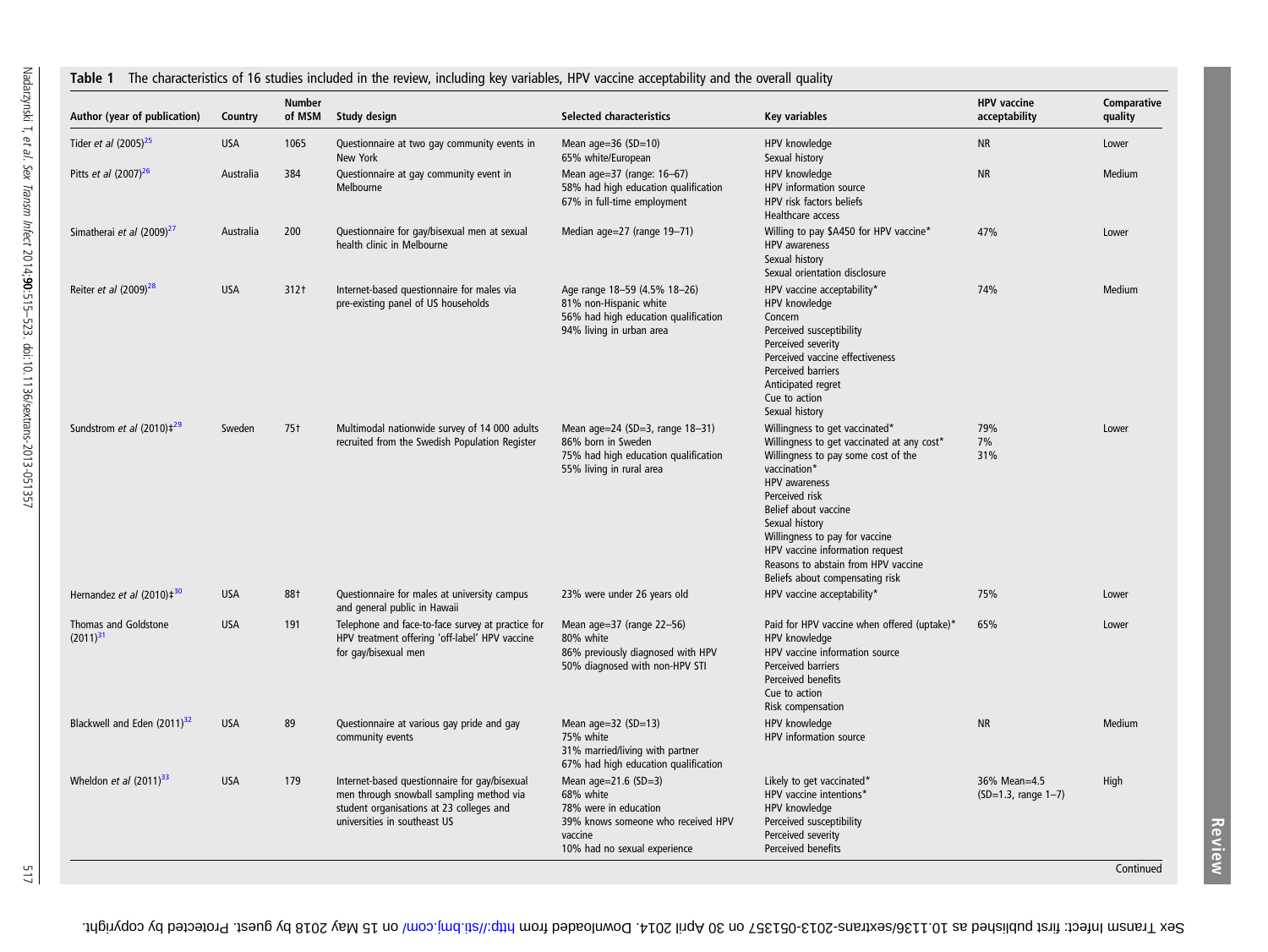**Table 1** The characteristics of 16 studies included in the review, including key variables, HPV vaccine acceptability and the overall quality

| Author (year of publication) | Country | Number of MSM | Study design | Selected characteristics | Key variables | HPV vaccine acceptability | Comparative quality |
|---|---|---|---|---|---|---|---|
| Tider *et al* (2005)[25] | USA | 1065 | Questionnaire at two gay community events in New York | Mean age=36 (SD=10)<br>65% white/European | HPV knowledge<br>Sexual history | NR | Lower |
| Pitts *et al* (2007)[26] | Australia | 384 | Questionnaire at gay community event in Melbourne | Mean age=37 (range: 16–67)<br>58% had high education qualification<br>67% in full-time employment | HPV knowledge<br>HPV information source<br>HPV risk factors beliefs<br>Healthcare access | NR | Medium |
| Simatherai *et al* (2009)[27] | Australia | 200 | Questionnaire for gay/bisexual men at sexual health clinic in Melbourne | Median age=27 (range 19–71) | Willing to pay $A450 for HPV vaccine*<br>HPV awareness<br>Sexual history<br>Sexual orientation disclosure | 47% | Lower |
| Reiter *et al* (2009)[28] | USA | 312† | Internet-based questionnaire for males via pre-existing panel of US households | Age range 18–59 (4.5% 18–26)<br>81% non-Hispanic white<br>56% had high education qualification<br>94% living in urban area | HPV vaccine acceptability*<br>HPV knowledge<br>Concern<br>Perceived susceptibility<br>Perceived severity<br>Perceived vaccine effectiveness<br>Perceived barriers<br>Anticipated regret<br>Cue to action<br>Sexual history | 74% | Medium |
| Sundstrom *et al* (2010)‡[29] | Sweden | 75† | Multimodal nationwide survey of 14 000 adults recruited from the Swedish Population Register | Mean age=24 (SD=3, range 18–31)<br>86% born in Sweden<br>75% had high education qualification<br>55% living in rural area | Willingness to get vaccinated*<br>Willingness to get vaccinated at any cost*<br>Willingness to pay some cost of the vaccination*<br>HPV awareness<br>Perceived risk<br>Belief about vaccine<br>Sexual history<br>Willingness to pay for vaccine<br>HPV vaccine information request<br>Reasons to abstain from HPV vaccine<br>Beliefs about compensating risk | 79%<br>7%<br>31% | Lower |
| Hernandez *et al* (2010)‡[30] | USA | 88† | Questionnaire for males at university campus and general public in Hawaii | 23% were under 26 years old | HPV vaccine acceptability* | 75% | Lower |
| Thomas and Goldstone (2011)[31] | USA | 191 | Telephone and face-to-face survey at practice for HPV treatment offering 'off-label' HPV vaccine for gay/bisexual men | Mean age=37 (range 22–56)<br>80% white<br>86% previously diagnosed with HPV<br>50% diagnosed with non-HPV STI | Paid for HPV vaccine when offered (uptake)*<br>HPV knowledge<br>HPV vaccine information source<br>Perceived barriers<br>Perceived benefits<br>Cue to action<br>Risk compensation | 65% | Lower |
| Blackwell and Eden (2011)[32] | USA | 89 | Questionnaire at various gay pride and gay community events | Mean age=32 (SD=13)<br>75% white<br>31% married/living with partner<br>67% had high education qualification | HPV knowledge<br>HPV information source | NR | Medium |
| Wheldon *et al* (2011)[33] | USA | 179 | Internet-based questionnaire for gay/bisexual men through snowball sampling method via student organisations at 23 colleges and universities in southeast US | Mean age=21.6 (SD=3)<br>68% white<br>78% were in education<br>39% knows someone who received HPV vaccine<br>10% had no sexual experience | Likely to get vaccinated*<br>HPV vaccine intentions*<br>HPV knowledge<br>Perceived susceptibility<br>Perceived severity<br>Perceived benefits | 36% Mean=4.5 (SD=1.3, range 1–7) | High |

Continued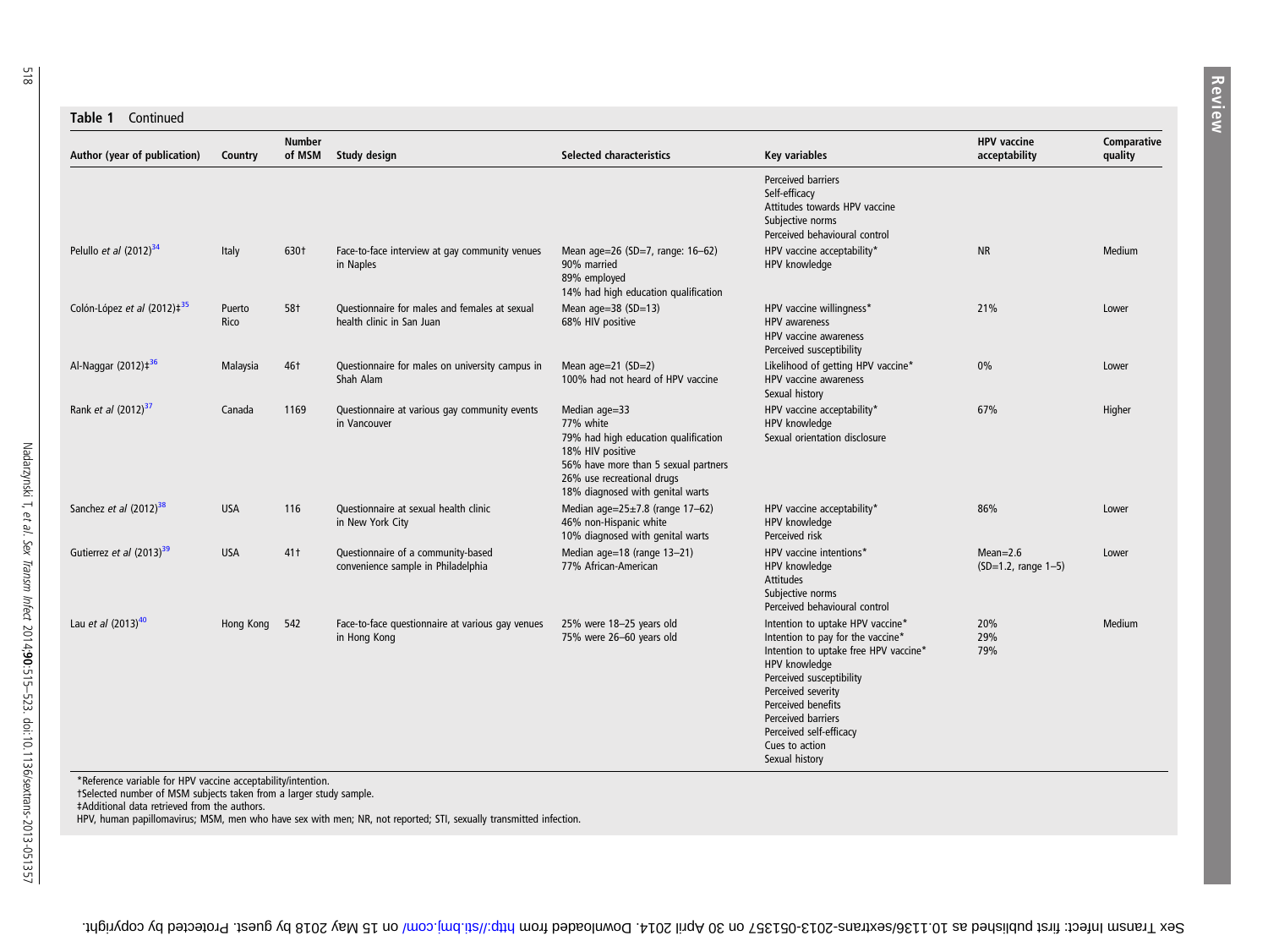**Table 1** Continued

| Author (year of publication) | Country | Number of MSM | Study design | Selected characteristics | Key variables | HPV vaccine acceptability | Comparative quality |
|---|---|---|---|---|---|---|---|
| | | | | | Perceived barriers<br>Self-efficacy<br>Attitudes towards HPV vaccine<br>Subjective norms<br>Perceived behavioural control | | |
| Pelullo *et al* (2012)[34] | Italy | 630† | Face-to-face interview at gay community venues in Naples | Mean age=26 (SD=7, range: 16–62)<br>90% married<br>89% employed<br>14% had high education qualification | HPV vaccine acceptability*<br>HPV knowledge | NR | Medium |
| Colón-López *et al* (2012)‡[35] | Puerto Rico | 58† | Questionnaire for males and females at sexual health clinic in San Juan | Mean age=38 (SD=13)<br>68% HIV positive | HPV vaccine willingness*<br>HPV awareness<br>HPV vaccine awareness<br>Perceived susceptibility | 21% | Lower |
| Al-Naggar (2012)‡[36] | Malaysia | 46† | Questionnaire for males on university campus in Shah Alam | Mean age=21 (SD=2)<br>100% had not heard of HPV vaccine | Likelihood of getting HPV vaccine*<br>HPV vaccine awareness<br>Sexual history | 0% | Lower |
| Rank *et al* (2012)[37] | Canada | 1169 | Questionnaire at various gay community events in Vancouver | Median age=33<br>77% white<br>79% had high education qualification<br>18% HIV positive<br>56% have more than 5 sexual partners<br>26% use recreational drugs<br>18% diagnosed with genital warts | HPV vaccine acceptability*<br>HPV knowledge<br>Sexual orientation disclosure | 67% | Higher |
| Sanchez *et al* (2012)[38] | USA | 116 | Questionnaire at sexual health clinic in New York City | Median age=25±7.8 (range 17–62)<br>46% non-Hispanic white<br>10% diagnosed with genital warts | HPV vaccine acceptability*<br>HPV knowledge<br>Perceived risk | 86% | Lower |
| Gutierrez *et al* (2013)[39] | USA | 41† | Questionnaire of a community-based convenience sample in Philadelphia | Median age=18 (range 13–21)<br>77% African-American | HPV vaccine intentions*<br>HPV knowledge<br>Attitudes<br>Subjective norms<br>Perceived behavioural control | Mean=2.6<br>(SD=1.2, range 1–5) | Lower |
| Lau *et al* (2013)[40] | Hong Kong | 542 | Face-to-face questionnaire at various gay venues in Hong Kong | 25% were 18–25 years old<br>75% were 26–60 years old | Intention to uptake HPV vaccine*<br>Intention to pay for the vaccine*<br>Intention to uptake free HPV vaccine*<br>HPV knowledge<br>Perceived susceptibility<br>Perceived severity<br>Perceived benefits<br>Perceived barriers<br>Perceived self-efficacy<br>Cues to action<br>Sexual history | 20%<br>29%<br>79% | Medium |

*Reference variable for HPV vaccine acceptability/intention.
†Selected number of MSM subjects taken from a larger study sample.
‡Additional data retrieved from the authors.
HPV, human papillomavirus; MSM, men who have sex with men; NR, not reported; STI, sexually transmitted infection.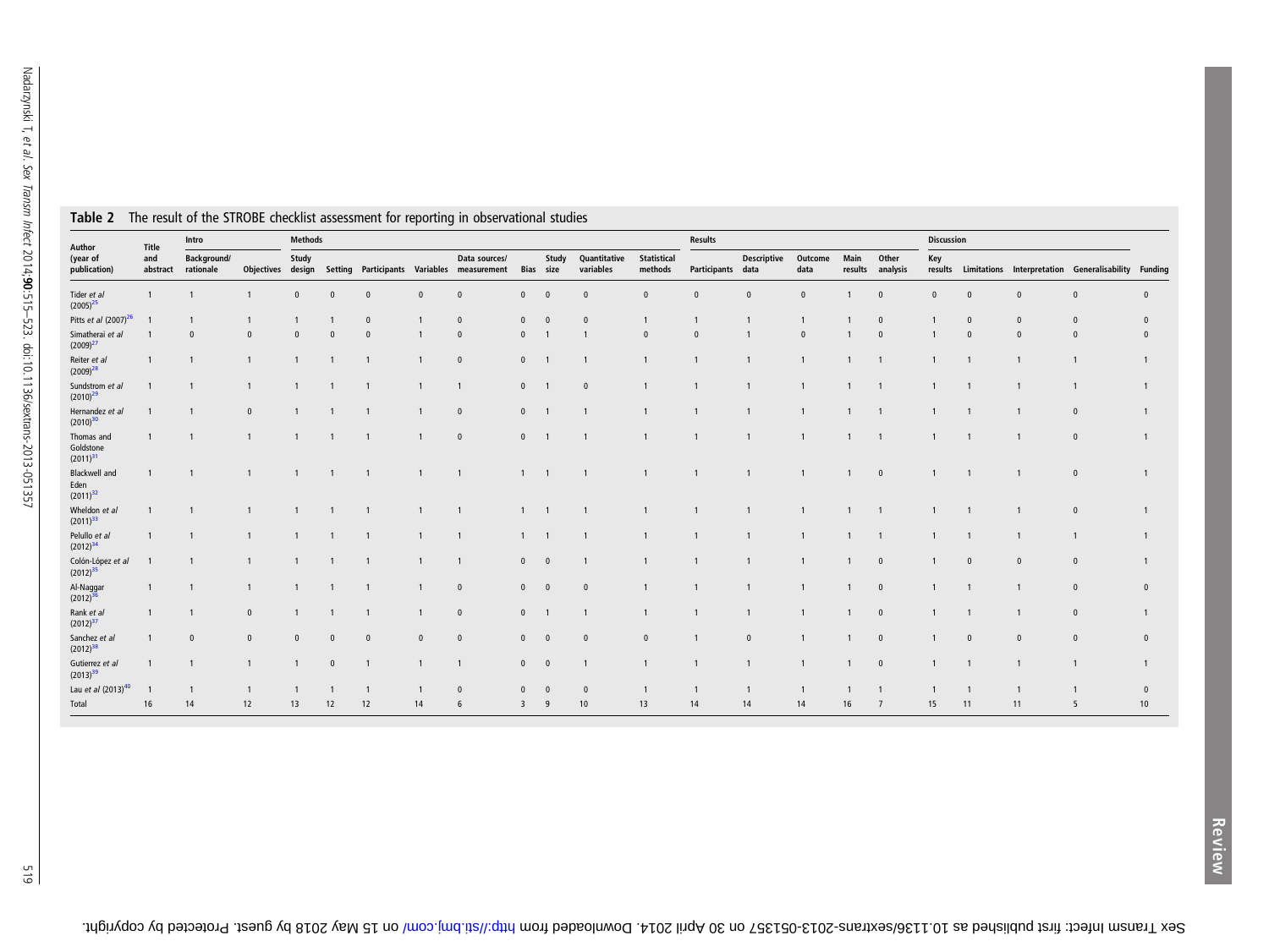**Table 2** The result of the STROBE checklist assessment for reporting in observational studies

| Author (year of publication) | Title and abstract | Intro | | Methods | | | | | | | | | Results | | | | | Discussion | | | | |
|---|---|---|---|---|---|---|---|---|---|---|---|---|---|---|---|---|---|---|---|---|---|---|
| | | Background/ rationale | Objectives | Study design | Setting | Participants | Variables | Data sources/ measurement | Bias | Study size | Quantitative variables | Statistical methods | Participants | Descriptive data | Outcome data | Main results | Other analysis | Key results | Limitations | Interpretation | Generalisability | Funding |
| Tider *et al* (2005)[25] | 1 | 1 | 1 | 0 | 0 | 0 | 0 | 0 | 0 | 0 | 0 | 0 | 0 | 0 | 0 | 1 | 0 | 0 | 0 | 0 | 0 | 0 |
| Pitts *et al* (2007)[26] | 1 | 1 | 1 | 1 | 1 | 0 | 1 | 0 | 0 | 0 | 0 | 1 | 1 | 1 | 1 | 1 | 0 | 1 | 0 | 0 | 0 | 0 |
| Simatherai *et al* (2009)[27] | 1 | 0 | 0 | 0 | 0 | 0 | 1 | 0 | 0 | 1 | 1 | 0 | 0 | 1 | 0 | 1 | 0 | 1 | 0 | 0 | 0 | 0 |
| Reiter *et al* (2009)[28] | 1 | 1 | 1 | 1 | 1 | 1 | 1 | 0 | 0 | 1 | 1 | 1 | 1 | 1 | 1 | 1 | 1 | 1 | 1 | 1 | 1 | 1 |
| Sundstrom *et al* (2010)[29] | 1 | 1 | 1 | 1 | 1 | 1 | 1 | 1 | 0 | 1 | 0 | 1 | 1 | 1 | 1 | 1 | 1 | 1 | 1 | 1 | 1 | 1 |
| Hernandez *et al* (2010)[30] | 1 | 1 | 0 | 1 | 1 | 1 | 1 | 0 | 0 | 1 | 1 | 1 | 1 | 1 | 1 | 1 | 1 | 1 | 1 | 1 | 0 | 1 |
| Thomas and Goldstone (2011)[31] | 1 | 1 | 1 | 1 | 1 | 1 | 1 | 0 | 0 | 1 | 1 | 1 | 1 | 1 | 1 | 1 | 1 | 1 | 1 | 1 | 0 | 1 |
| Blackwell and Eden (2011)[32] | 1 | 1 | 1 | 1 | 1 | 1 | 1 | 1 | 1 | 1 | 1 | 1 | 1 | 1 | 1 | 1 | 0 | 1 | 1 | 1 | 0 | 1 |
| Wheldon *et al* (2011)[33] | 1 | 1 | 1 | 1 | 1 | 1 | 1 | 1 | 1 | 1 | 1 | 1 | 1 | 1 | 1 | 1 | 1 | 1 | 1 | 1 | 0 | 1 |
| Pelullo *et al* (2012)[34] | 1 | 1 | 1 | 1 | 1 | 1 | 1 | 1 | 1 | 1 | 1 | 1 | 1 | 1 | 1 | 1 | 1 | 1 | 1 | 1 | 1 | 1 |
| Colón-López *et al* (2012)[35] | 1 | 1 | 1 | 1 | 1 | 1 | 1 | 1 | 0 | 0 | 1 | 1 | 1 | 1 | 1 | 1 | 0 | 1 | 0 | 0 | 0 | 1 |
| Al-Naggar (2012)[36] | 1 | 1 | 1 | 1 | 1 | 1 | 1 | 0 | 0 | 0 | 0 | 1 | 1 | 1 | 1 | 1 | 0 | 1 | 1 | 1 | 0 | 0 |
| Rank *et al* (2012)[37] | 1 | 1 | 0 | 1 | 1 | 1 | 1 | 0 | 0 | 1 | 1 | 1 | 1 | 1 | 1 | 1 | 0 | 1 | 1 | 1 | 0 | 1 |
| Sanchez *et al* (2012)[38] | 1 | 0 | 0 | 0 | 0 | 0 | 0 | 0 | 0 | 0 | 0 | 0 | 1 | 0 | 1 | 1 | 0 | 1 | 0 | 0 | 0 | 0 |
| Gutierrez *et al* (2013)[39] | 1 | 1 | 1 | 1 | 0 | 1 | 1 | 1 | 0 | 0 | 1 | 1 | 1 | 1 | 1 | 1 | 0 | 1 | 1 | 1 | 1 | 1 |
| Lau *et al* (2013)[40] | 1 | 1 | 1 | 1 | 1 | 1 | 1 | 0 | 0 | 0 | 0 | 1 | 1 | 1 | 1 | 1 | 1 | 1 | 1 | 1 | 1 | 0 |
| Total | 16 | 14 | 12 | 13 | 12 | 12 | 14 | 6 | 3 | 9 | 10 | 13 | 14 | 14 | 14 | 16 | 7 | 15 | 11 | 11 | 5 | 10 |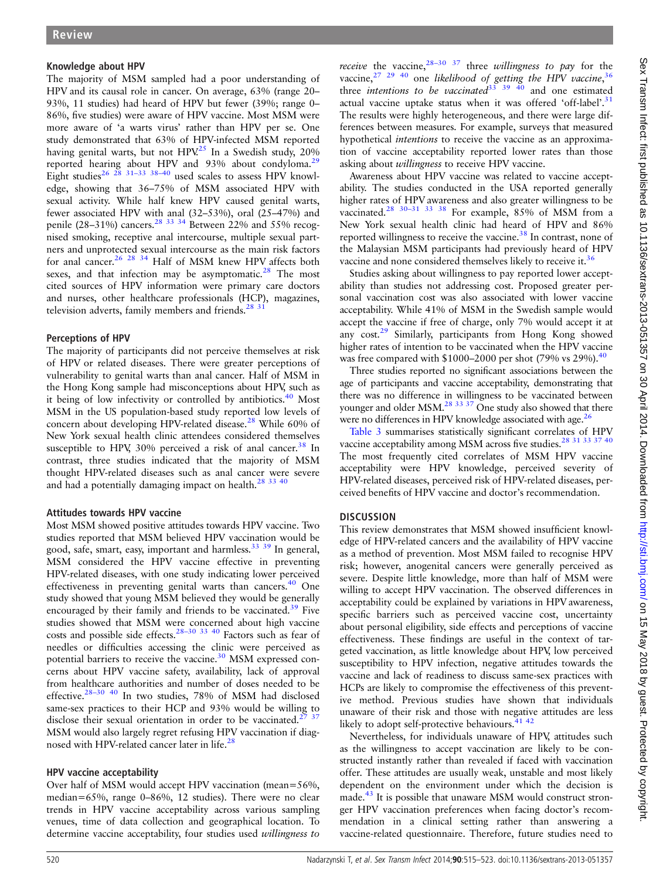### Knowledge about HPV

The majority of MSM sampled had a poor understanding of HPV and its causal role in cancer. On average, 63% (range 20–93%, 11 studies) had heard of HPV but fewer (39%; range 0–86%, five studies) were aware of HPV vaccine. Most MSM were more aware of 'a warts virus' rather than HPV per se. One study demonstrated that 63% of HPV-infected MSM reported having genital warts, but not HPV.[25] In a Swedish study, 20% reported hearing about HPV and 93% about condyloma.[29] Eight studies[26 28 31–33 38–40] used scales to assess HPV knowledge, showing that 36–75% of MSM associated HPV with sexual activity. While half knew HPV caused genital warts, fewer associated HPV with anal (32–53%), oral (25–47%) and penile (28–31%) cancers.[28 33 34] Between 22% and 55% recognised smoking, receptive anal intercourse, multiple sexual partners and unprotected sexual intercourse as the main risk factors for anal cancer.[26 28 34] Half of MSM knew HPV affects both sexes, and that infection may be asymptomatic.[28] The most cited sources of HPV information were primary care doctors and nurses, other healthcare professionals (HCP), magazines, television adverts, family members and friends.[28 31]

### Perceptions of HPV

The majority of participants did not perceive themselves at risk of HPV or related diseases. There were greater perceptions of vulnerability to genital warts than anal cancer. Half of MSM in the Hong Kong sample had misconceptions about HPV, such as it being of low infectivity or controlled by antibiotics.[40] Most MSM in the US population-based study reported low levels of concern about developing HPV-related disease.[28] While 60% of New York sexual health clinic attendees considered themselves susceptible to HPV, 30% perceived a risk of anal cancer.[38] In contrast, three studies indicated that the majority of MSM thought HPV-related diseases such as anal cancer were severe and had a potentially damaging impact on health.[28 33 40]

### Attitudes towards HPV vaccine

Most MSM showed positive attitudes towards HPV vaccine. Two studies reported that MSM believed HPV vaccination would be good, safe, smart, easy, important and harmless.[33 39] In general, MSM considered the HPV vaccine effective in preventing HPV-related diseases, with one study indicating lower perceived effectiveness in preventing genital warts than cancers.[40] One study showed that young MSM believed they would be generally encouraged by their family and friends to be vaccinated.[39] Five studies showed that MSM were concerned about high vaccine costs and possible side effects.[28–30 33 40] Factors such as fear of needles or difficulties accessing the clinic were perceived as potential barriers to receive the vaccine.[30] MSM expressed concerns about HPV vaccine safety, availability, lack of approval from healthcare authorities and number of doses needed to be effective.[28–30 40] In two studies, 78% of MSM had disclosed same-sex practices to their HCP and 93% would be willing to disclose their sexual orientation in order to be vaccinated.[27 37] MSM would also largely regret refusing HPV vaccination if diagnosed with HPV-related cancer later in life.[28]

### HPV vaccine acceptability

Over half of MSM would accept HPV vaccination (mean=56%, median=65%, range 0–86%, 12 studies). There were no clear trends in HPV vaccine acceptability across various sampling venues, time of data collection and geographical location. To determine vaccine acceptability, four studies used *willingness to receive* the vaccine,[28–30 37] three *willingness to pay* for the vaccine,[27 29 40] one *likelihood of getting the HPV vaccine*,[36] three *intentions to be vaccinated*[33 39 40] and one estimated actual vaccine uptake status when it was offered 'off-label'.[31] The results were highly heterogeneous, and there were large differences between measures. For example, surveys that measured hypothetical *intentions* to receive the vaccine as an approximation of vaccine acceptability reported lower rates than those asking about *willingness* to receive HPV vaccine.

Awareness about HPV vaccine was related to vaccine acceptability. The studies conducted in the USA reported generally higher rates of HPV awareness and also greater willingness to be vaccinated.[28 30–31 33 38] For example, 85% of MSM from a New York sexual health clinic had heard of HPV and 86% reported willingness to receive the vaccine.[38] In contrast, none of the Malaysian MSM participants had previously heard of HPV vaccine and none considered themselves likely to receive it.[36]

Studies asking about willingness to pay reported lower acceptability than studies not addressing cost. Proposed greater personal vaccination cost was also associated with lower vaccine acceptability. While 41% of MSM in the Swedish sample would accept the vaccine if free of charge, only 7% would accept it at any cost.[29] Similarly, participants from Hong Kong showed higher rates of intention to be vaccinated when the HPV vaccine was free compared with $1000–2000 per shot (79% vs 29%).[40]

Three studies reported no significant associations between the age of participants and vaccine acceptability, demonstrating that there was no difference in willingness to be vaccinated between younger and older MSM.[28 33 37] One study also showed that there were no differences in HPV knowledge associated with age.[26]

Table 3 summarises statistically significant correlates of HPV vaccine acceptability among MSM across five studies.[28 31 33 37 40] The most frequently cited correlates of MSM HPV vaccine acceptability were HPV knowledge, perceived severity of HPV-related diseases, perceived risk of HPV-related diseases, perceived benefits of HPV vaccine and doctor's recommendation.

## DISCUSSION

This review demonstrates that MSM showed insufficient knowledge of HPV-related cancers and the availability of HPV vaccine as a method of prevention. Most MSM failed to recognise HPV risk; however, anogenital cancers were generally perceived as severe. Despite little knowledge, more than half of MSM were willing to accept HPV vaccination. The observed differences in acceptability could be explained by variations in HPV awareness, specific barriers such as perceived vaccine cost, uncertainty about personal eligibility, side effects and perceptions of vaccine effectiveness. These findings are useful in the context of targeted vaccination, as little knowledge about HPV, low perceived susceptibility to HPV infection, negative attitudes towards the vaccine and lack of readiness to discuss same-sex practices with HCPs are likely to compromise the effectiveness of this preventive method. Previous studies have shown that individuals unaware of their risk and those with negative attitudes are less likely to adopt self-protective behaviours.[41 42]

Nevertheless, for individuals unaware of HPV, attitudes such as the willingness to accept vaccination are likely to be constructed instantly rather than revealed if faced with vaccination offer. These attitudes are usually weak, unstable and most likely dependent on the environment under which the decision is made.[43] It is possible that unaware MSM would construct stronger HPV vaccination preferences when facing doctor's recommendation in a clinical setting rather than answering a vaccine-related questionnaire. Therefore, future studies need to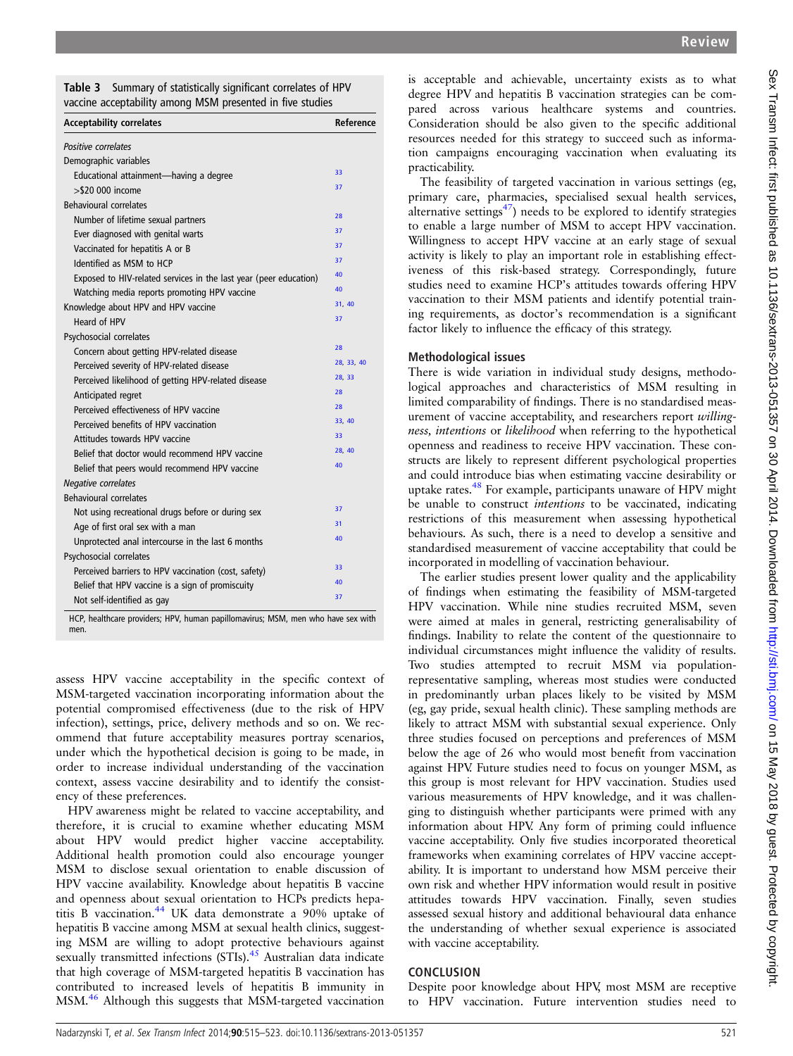**Table 3** Summary of statistically significant correlates of HPV vaccine acceptability among MSM presented in five studies

| Acceptability correlates | Reference |
|---|---|
| *Positive correlates* | |
| Demographic variables | |
| Educational attainment—having a degree | 33 |
| >$20 000 income | 37 |
| Behavioural correlates | |
| Number of lifetime sexual partners | 28 |
| Ever diagnosed with genital warts | 37 |
| Vaccinated for hepatitis A or B | 37 |
| Identified as MSM to HCP | 37 |
| Exposed to HIV-related services in the last year (peer education) | 40 |
| Watching media reports promoting HPV vaccine | 40 |
| Knowledge about HPV and HPV vaccine | 31, 40 |
| Heard of HPV | 37 |
| Psychosocial correlates | |
| Concern about getting HPV-related disease | 28 |
| Perceived severity of HPV-related disease | 28, 33, 40 |
| Perceived likelihood of getting HPV-related disease | 28, 33 |
| Anticipated regret | 28 |
| Perceived effectiveness of HPV vaccine | 28 |
| Perceived benefits of HPV vaccination | 33, 40 |
| Attitudes towards HPV vaccine | 33 |
| Belief that doctor would recommend HPV vaccine | 28, 40 |
| Belief that peers would recommend HPV vaccine | 40 |
| *Negative correlates* | |
| Behavioural correlates | |
| Not using recreational drugs before or during sex | 37 |
| Age of first oral sex with a man | 31 |
| Unprotected anal intercourse in the last 6 months | 40 |
| Psychosocial correlates | |
| Perceived barriers to HPV vaccination (cost, safety) | 33 |
| Belief that HPV vaccine is a sign of promiscuity | 40 |
| Not self-identified as gay | 37 |

HCP, healthcare providers; HPV, human papillomavirus; MSM, men who have sex with men.

assess HPV vaccine acceptability in the specific context of MSM-targeted vaccination incorporating information about the potential compromised effectiveness (due to the risk of HPV infection), settings, price, delivery methods and so on. We recommend that future acceptability measures portray scenarios, under which the hypothetical decision is going to be made, in order to increase individual understanding of the vaccination context, assess vaccine desirability and to identify the consistency of these preferences.

HPV awareness might be related to vaccine acceptability, and therefore, it is crucial to examine whether educating MSM about HPV would predict higher vaccine acceptability. Additional health promotion could also encourage younger MSM to disclose sexual orientation to enable discussion of HPV vaccine availability. Knowledge about hepatitis B vaccine and openness about sexual orientation to HCPs predicts hepatitis B vaccination.[44] UK data demonstrate a 90% uptake of hepatitis B vaccine among MSM at sexual health clinics, suggesting MSM are willing to adopt protective behaviours against sexually transmitted infections (STIs).[45] Australian data indicate that high coverage of MSM-targeted hepatitis B vaccination has contributed to increased levels of hepatitis B immunity in MSM.[46] Although this suggests that MSM-targeted vaccination is acceptable and achievable, uncertainty exists as to what degree HPV and hepatitis B vaccination strategies can be compared across various healthcare systems and countries. Consideration should be also given to the specific additional resources needed for this strategy to succeed such as information campaigns encouraging vaccination when evaluating its practicability.

The feasibility of targeted vaccination in various settings (eg, primary care, pharmacies, specialised sexual health services, alternative settings[47]) needs to be explored to identify strategies to enable a large number of MSM to accept HPV vaccination. Willingness to accept HPV vaccine at an early stage of sexual activity is likely to play an important role in establishing effectiveness of this risk-based strategy. Correspondingly, future studies need to examine HCP's attitudes towards offering HPV vaccination to their MSM patients and identify potential training requirements, as doctor's recommendation is a significant factor likely to influence the efficacy of this strategy.

### Methodological issues

There is wide variation in individual study designs, methodological approaches and characteristics of MSM resulting in limited comparability of findings. There is no standardised measurement of vaccine acceptability, and researchers report *willingness, intentions* or *likelihood* when referring to the hypothetical openness and readiness to receive HPV vaccination. These constructs are likely to represent different psychological properties and could introduce bias when estimating vaccine desirability or uptake rates.[48] For example, participants unaware of HPV might be unable to construct *intentions* to be vaccinated, indicating restrictions of this measurement when assessing hypothetical behaviours. As such, there is a need to develop a sensitive and standardised measurement of vaccine acceptability that could be incorporated in modelling of vaccination behaviour.

The earlier studies present lower quality and the applicability of findings when estimating the feasibility of MSM-targeted HPV vaccination. While nine studies recruited MSM, seven were aimed at males in general, restricting generalisability of findings. Inability to relate the content of the questionnaire to individual circumstances might influence the validity of results. Two studies attempted to recruit MSM via population-representative sampling, whereas most studies were conducted in predominantly urban places likely to be visited by MSM (eg, gay pride, sexual health clinic). These sampling methods are likely to attract MSM with substantial sexual experience. Only three studies focused on perceptions and preferences of MSM below the age of 26 who would most benefit from vaccination against HPV. Future studies need to focus on younger MSM, as this group is most relevant for HPV vaccination. Studies used various measurements of HPV knowledge, and it was challenging to distinguish whether participants were primed with any information about HPV. Any form of priming could influence vaccine acceptability. Only five studies incorporated theoretical frameworks when examining correlates of HPV vaccine acceptability. It is important to understand how MSM perceive their own risk and whether HPV information would result in positive attitudes towards HPV vaccination. Finally, seven studies assessed sexual history and additional behavioural data enhance the understanding of whether sexual experience is associated with vaccine acceptability.

## CONCLUSION

Despite poor knowledge about HPV, most MSM are receptive to HPV vaccination. Future intervention studies need to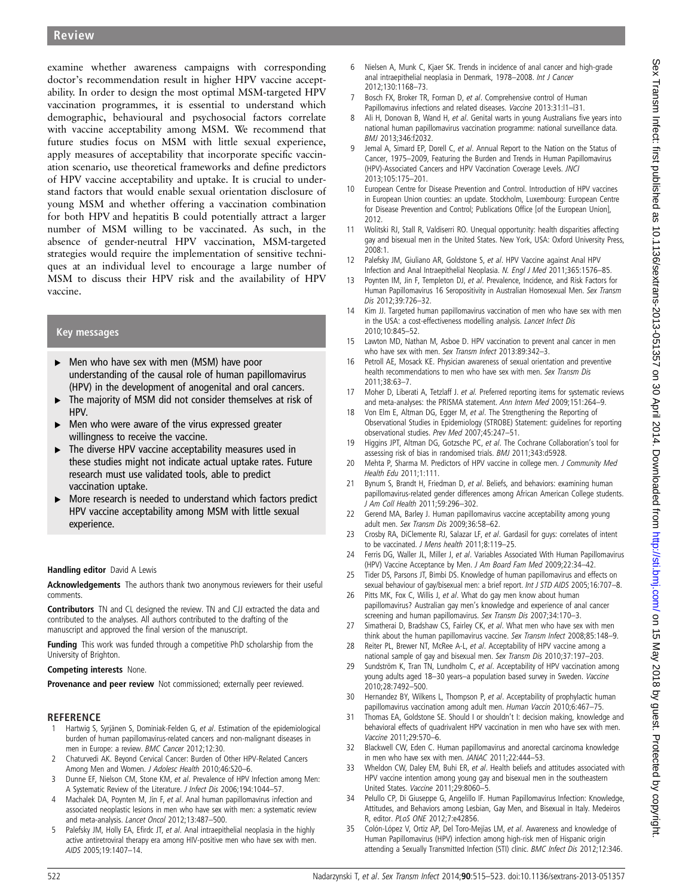examine whether awareness campaigns with corresponding doctor's recommendation result in higher HPV vaccine acceptability. In order to design the most optimal MSM-targeted HPV vaccination programmes, it is essential to understand which demographic, behavioural and psychosocial factors correlate with vaccine acceptability among MSM. We recommend that future studies focus on MSM with little sexual experience, apply measures of acceptability that incorporate specific vaccination scenario, use theoretical frameworks and define predictors of HPV vaccine acceptability and uptake. It is crucial to understand factors that would enable sexual orientation disclosure of young MSM and whether offering a vaccination combination for both HPV and hepatitis B could potentially attract a larger number of MSM willing to be vaccinated. As such, in the absence of gender-neutral HPV vaccination, MSM-targeted strategies would require the implementation of sensitive techniques at an individual level to encourage a large number of MSM to discuss their HPV risk and the availability of HPV vaccine.

## Key messages

- Men who have sex with men (MSM) have poor understanding of the causal role of human papillomavirus (HPV) in the development of anogenital and oral cancers.
- The majority of MSM did not consider themselves at risk of HPV.
- Men who were aware of the virus expressed greater willingness to receive the vaccine.
- The diverse HPV vaccine acceptability measures used in these studies might not indicate actual uptake rates. Future research must use validated tools, able to predict vaccination uptake.
- More research is needed to understand which factors predict HPV vaccine acceptability among MSM with little sexual experience.

**Handling editor** David A Lewis

**Acknowledgements** The authors thank two anonymous reviewers for their useful comments.

**Contributors** TN and CL designed the review. TN and CJJ extracted the data and contributed to the analyses. All authors contributed to the drafting of the manuscript and approved the final version of the manuscript.

**Funding** This work was funded through a competitive PhD scholarship from the University of Brighton.

**Competing interests** None.

**Provenance and peer review** Not commissioned; externally peer reviewed.

## REFERENCE

1. Hartwig S, Syrjänen S, Dominiak-Felden G, *et al*. Estimation of the epidemiological burden of human papillomavirus-related cancers and non-malignant diseases in men in Europe: a review. *BMC Cancer* 2012;12:30.
2. Chaturvedi AK. Beyond Cervical Cancer: Burden of Other HPV-Related Cancers Among Men and Women. *J Adolesc Health* 2010;46:S20–6.
3. Dunne EF, Nielson CM, Stone KM, *et al*. Prevalence of HPV Infection among Men: A Systematic Review of the Literature. *J Infect Dis* 2006;194:1044–57.
4. Machalek DA, Poynten M, Jin F, *et al*. Anal human papillomavirus infection and associated neoplastic lesions in men who have sex with men: a systematic review and meta-analysis. *Lancet Oncol* 2012;13:487–500.
5. Palefsky JM, Holly EA, Efirdc JT, *et al*. Anal intraepithelial neoplasia in the highly active antiretroviral therapy era among HIV-positive men who have sex with men. *AIDS* 2005;19:1407–14.
6. Nielsen A, Munk C, Kjaer SK. Trends in incidence of anal cancer and high-grade anal intraepithelial neoplasia in Denmark, 1978–2008. *Int J Cancer* 2012;130:1168–73.
7. Bosch FX, Broker TR, Forman D, *et al*. Comprehensive control of Human Papillomavirus infections and related diseases. *Vaccine* 2013:31:I1–I31.
8. Ali H, Donovan B, Wand H, *et al*. Genital warts in young Australians five years into national human papillomavirus vaccination programme: national surveillance data. *BMJ* 2013;346:f2032.
9. Jemal A, Simard EP, Dorell C, *et al*. Annual Report to the Nation on the Status of Cancer, 1975–2009, Featuring the Burden and Trends in Human Papillomavirus (HPV)-Associated Cancers and HPV Vaccination Coverage Levels. *JNCI* 2013;105:175–201.
10. European Centre for Disease Prevention and Control. Introduction of HPV vaccines in European Union counties: an update. Stockholm, Luxembourg: European Centre for Disease Prevention and Control; Publications Office [of the European Union], 2012.
11. Wolitski RJ, Stall R, Valdiserri RO. Unequal opportunity: health disparities affecting gay and bisexual men in the United States. New York, USA: Oxford University Press, 2008:1.
12. Palefsky JM, Giuliano AR, Goldstone S, *et al*. HPV Vaccine against Anal HPV Infection and Anal Intraepithelial Neoplasia. *N. Engl J Med* 2011;365:1576–85.
13. Poynten IM, Jin F, Templeton DJ, *et al*. Prevalence, Incidence, and Risk Factors for Human Papillomavirus 16 Seropositivity in Australian Homosexual Men. *Sex Transm Dis* 2012;39:726–32.
14. Kim JJ. Targeted human papillomavirus vaccination of men who have sex with men in the USA: a cost-effectiveness modelling analysis. *Lancet Infect Dis* 2010;10:845–52.
15. Lawton MD, Nathan M, Asboe D. HPV vaccination to prevent anal cancer in men who have sex with men. *Sex Transm Infect* 2013:89:342–3.
16. Petroll AE, Mosack KE. Physician awareness of sexual orientation and preventive health recommendations to men who have sex with men. *Sex Transm Dis* 2011;38:63–7.
17. Moher D, Liberati A, Tetzlaff J. *et al*. Preferred reporting items for systematic reviews and meta-analyses: the PRISMA statement. *Ann Intern Med* 2009;151:264–9.
18. Von Elm E, Altman DG, Egger M, *et al*. The Strengthening the Reporting of Observational Studies in Epidemiology (STROBE) Statement: guidelines for reporting observational studies. *Prev Med* 2007;45:247–51.
19. Higgins JPT, Altman DG, Gotzsche PC, *et al*. The Cochrane Collaboration's tool for assessing risk of bias in randomised trials. *BMJ* 2011;343:d5928.
20. Mehta P, Sharma M. Predictors of HPV vaccine in college men. *J Community Med Health Edu* 2011;1:111.
21. Bynum S, Brandt H, Friedman D, *et al*. Beliefs, and behaviors: examining human papillomavirus-related gender differences among African American College students. *J Am Coll Health* 2011;59:296–302.
22. Gerend MA, Barley J. Human papillomavirus vaccine acceptability among young adult men. *Sex Transm Dis* 2009;36:58–62.
23. Crosby RA, DiClemente RJ, Salazar LF, *et al*. Gardasil for guys: correlates of intent to be vaccinated. *J Mens health* 2011;8:119–25.
24. Ferris DG, Waller JL, Miller J, *et al*. Variables Associated With Human Papillomavirus (HPV) Vaccine Acceptance by Men. *J Am Board Fam Med* 2009;22:34–42.
25. Tider DS, Parsons JT, Bimbi DS. Knowledge of human papillomavirus and effects on sexual behaviour of gay/bisexual men: a brief report. *Int J STD AIDS* 2005;16:707–8.
26. Pitts MK, Fox C, Willis J, *et al*. What do gay men know about human papillomavirus? Australian gay men's knowledge and experience of anal cancer screening and human papillomavirus. *Sex Transm Dis* 2007;34:170–3.
27. Simatherai D, Bradshaw CS, Fairley CK, *et al*. What men who have sex with men think about the human papillomavirus vaccine. *Sex Transm Infect* 2008;85:148–9.
28. Reiter PL, Brewer NT, McRee A-L, *et al*. Acceptability of HPV vaccine among a national sample of gay and bisexual men. *Sex Transm Dis* 2010;37:197–203.
29. Sundström K, Tran TN, Lundholm C, *et al*. Acceptability of HPV vaccination among young adults aged 18–30 years–a population based survey in Sweden. *Vaccine* 2010;28:7492–500.
30. Hernandez BY, Wilkens L, Thompson P, *et al*. Acceptability of prophylactic human papillomavirus vaccination among adult men. *Human Vaccin* 2010;6:467–75.
31. Thomas EA, Goldstone SE. Should I or shouldn't I: decision making, knowledge and behavioral effects of quadrivalent HPV vaccination in men who have sex with men. *Vaccine* 2011;29:570–6.
32. Blackwell CW, Eden C. Human papillomavirus and anorectal carcinoma knowledge in men who have sex with men. *JANAC* 2011;22:444–53.
33. Wheldon CW, Daley EM, Buhi ER, *et al*. Health beliefs and attitudes associated with HPV vaccine intention among young gay and bisexual men in the southeastern United States. *Vaccine* 2011;29:8060–5.
34. Pelullo CP, Di Giuseppe G, Angelillo IF. Human Papillomavirus Infection: Knowledge, Attitudes, and Behaviors among Lesbian, Gay Men, and Bisexual in Italy. Medeiros R, editor. *PLoS ONE* 2012;7:e42856.
35. Colón-López V, Ortiz AP, Del Toro-Mejías LM, *et al*. Awareness and knowledge of Human Papillomavirus (HPV) infection among high-risk men of Hispanic origin attending a Sexually Transmitted Infection (STI) clinic. *BMC Infect Dis* 2012;12:346.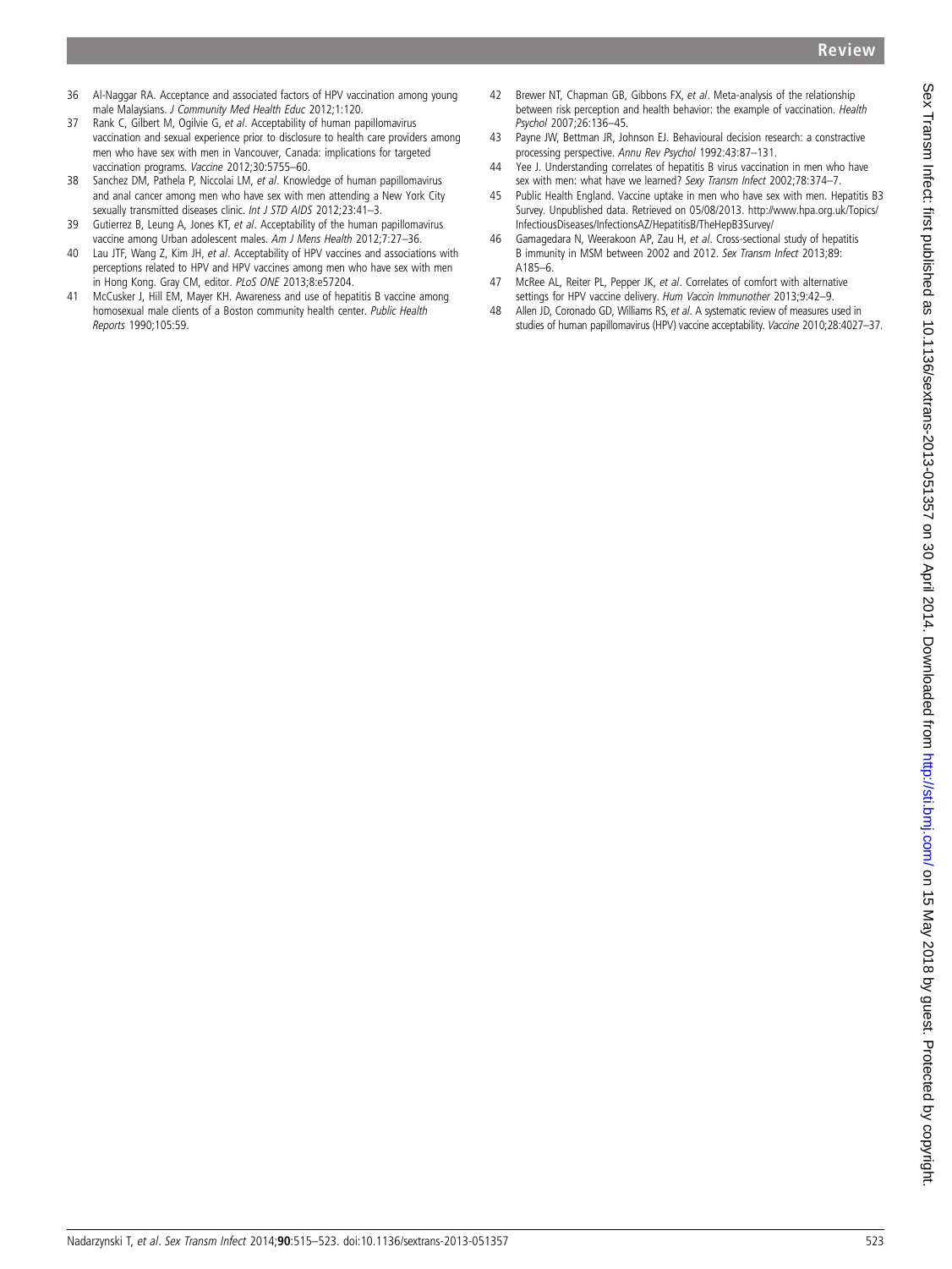36 Al-Naggar RA. Acceptance and associated factors of HPV vaccination among young male Malaysians. *J Community Med Health Educ* 2012;1:120.

37 Rank C, Gilbert M, Ogilvie G, *et al*. Acceptability of human papillomavirus vaccination and sexual experience prior to disclosure to health care providers among men who have sex with men in Vancouver, Canada: implications for targeted vaccination programs. *Vaccine* 2012;30:5755–60.

38 Sanchez DM, Pathela P, Niccolai LM, *et al*. Knowledge of human papillomavirus and anal cancer among men who have sex with men attending a New York City sexually transmitted diseases clinic. *Int J STD AIDS* 2012;23:41–3.

39 Gutierrez B, Leung A, Jones KT, *et al*. Acceptability of the human papillomavirus vaccine among Urban adolescent males. *Am J Mens Health* 2012;7:27–36.

40 Lau JTF, Wang Z, Kim JH, *et al*. Acceptability of HPV vaccines and associations with perceptions related to HPV and HPV vaccines among men who have sex with men in Hong Kong. Gray CM, editor. *PLoS ONE* 2013;8:e57204.

41 McCusker J, Hill EM, Mayer KH. Awareness and use of hepatitis B vaccine among homosexual male clients of a Boston community health center. *Public Health Reports* 1990;105:59.

42 Brewer NT, Chapman GB, Gibbons FX, *et al*. Meta-analysis of the relationship between risk perception and health behavior: the example of vaccination. *Health Psychol* 2007;26:136–45.

43 Payne JW, Bettman JR, Johnson EJ. Behavioural decision research: a constractive processing perspective. *Annu Rev Psychol* 1992:43:87–131.

44 Yee J. Understanding correlates of hepatitis B virus vaccination in men who have sex with men: what have we learned? *Sexy Transm Infect* 2002;78:374–7.

45 Public Health England. Vaccine uptake in men who have sex with men. Hepatitis B3 Survey. Unpublished data. Retrieved on 05/08/2013. http://www.hpa.org.uk/Topics/InfectiousDiseases/InfectionsAZ/HepatitisB/TheHepB3Survey/

46 Gamagedara N, Weerakoon AP, Zau H, *et al*. Cross-sectional study of hepatitis B immunity in MSM between 2002 and 2012. *Sex Transm Infect* 2013;89: A185–6.

47 McRee AL, Reiter PL, Pepper JK, *et al*. Correlates of comfort with alternative settings for HPV vaccine delivery. *Hum Vaccin Immunother* 2013;9:42–9.

48 Allen JD, Coronado GD, Williams RS, *et al*. A systematic review of measures used in studies of human papillomavirus (HPV) vaccine acceptability. *Vaccine* 2010;28:4027–37.